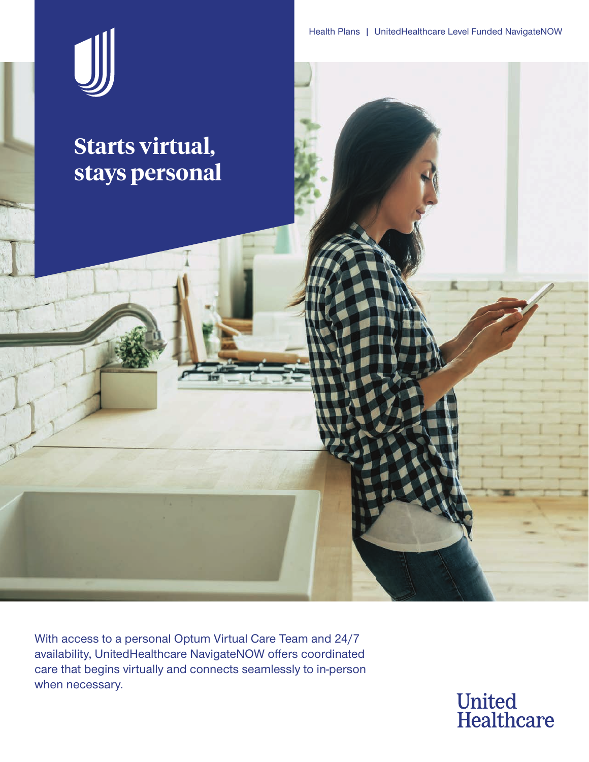Health Plans | UnitedHealthcare Level Funded NavigateNOW

# Starts virtual, stays personal

With access to a personal Optum Virtual Care Team and 24/7 availability, UnitedHealthcare NavigateNOW offers coordinated care that begins virtually and connects seamlessly to in-person when necessary.

United Healthcare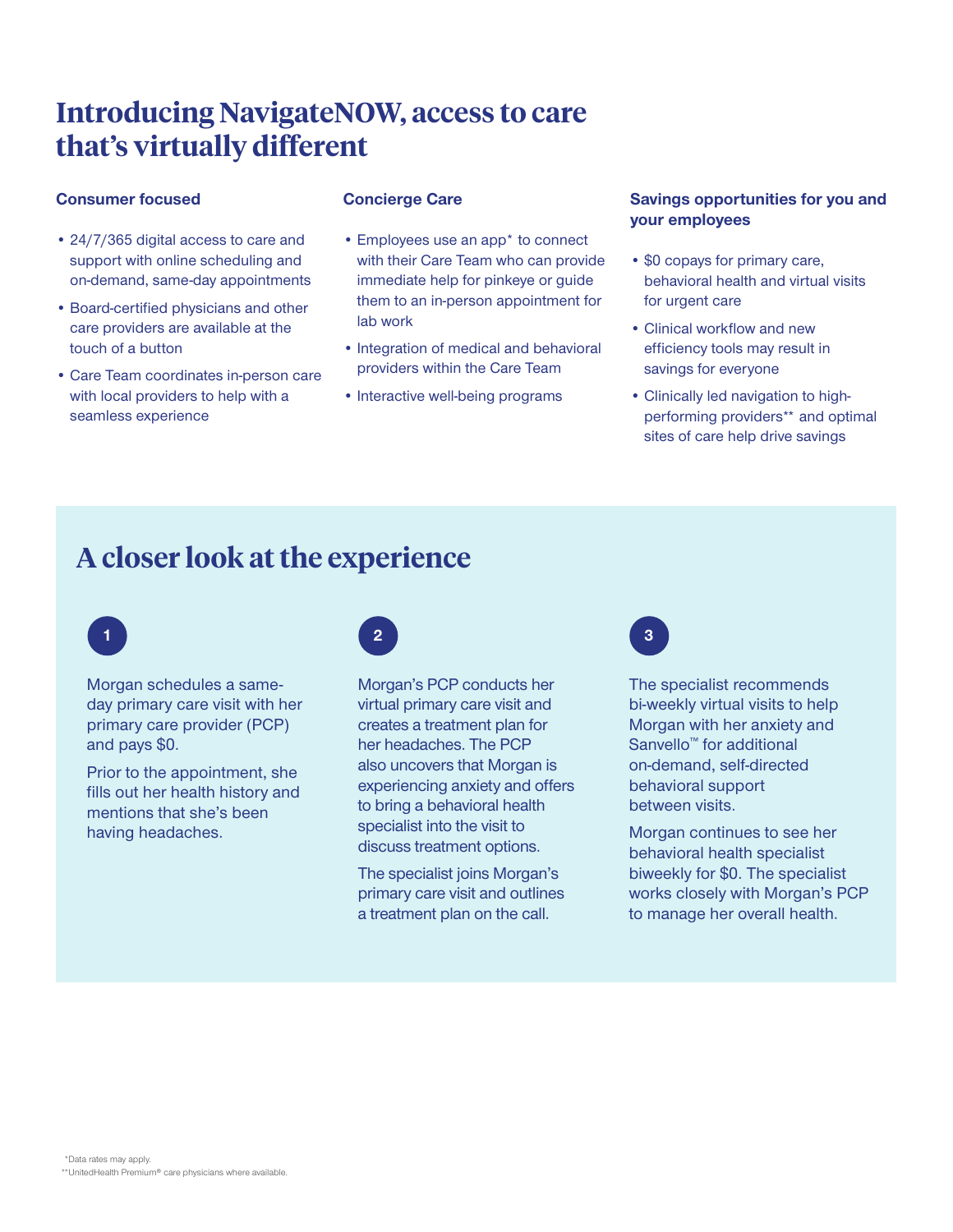# Introducing NavigateNOW, access to care that's virtually different

### Consumer focused

- 24/7/365 digital access to care and support with online scheduling and on-demand, same-day appointments
- Board-certified physicians and other care providers are available at the touch of a button
- Care Team coordinates in-person care with local providers to help with a seamless experience

### Concierge Care

- Employees use an app* to connect with their Care Team who can provide immediate help for pinkeye or guide them to an in-person appointment for lab work
- Integration of medical and behavioral providers within the Care Team
- Interactive well-being programs

### Savings opportunities for you and your employees

- $0 copays for primary care, behavioral health and virtual visits for urgent care
- Clinical workflow and new efficiency tools may result in savings for everyone
- Clinically led navigation to high-performing providers** and optimal sites of care help drive savings

## A closer look at the experience

**1**

Morgan schedules a same-day primary care visit with her primary care provider (PCP) and pays $0.

Prior to the appointment, she fills out her health history and mentions that she's been having headaches.

**2**

Morgan's PCP conducts her virtual primary care visit and creates a treatment plan for her headaches. The PCP also uncovers that Morgan is experiencing anxiety and offers to bring a behavioral health specialist into the visit to discuss treatment options.

The specialist joins Morgan's primary care visit and outlines a treatment plan on the call.

**3**

The specialist recommends bi-weekly virtual visits to help Morgan with her anxiety and Sanvello™ for additional on-demand, self-directed behavioral support between visits.

Morgan continues to see her behavioral health specialist biweekly for $0. The specialist works closely with Morgan's PCP to manage her overall health.

*Data rates may apply.
**UnitedHealth Premium® care physicians where available.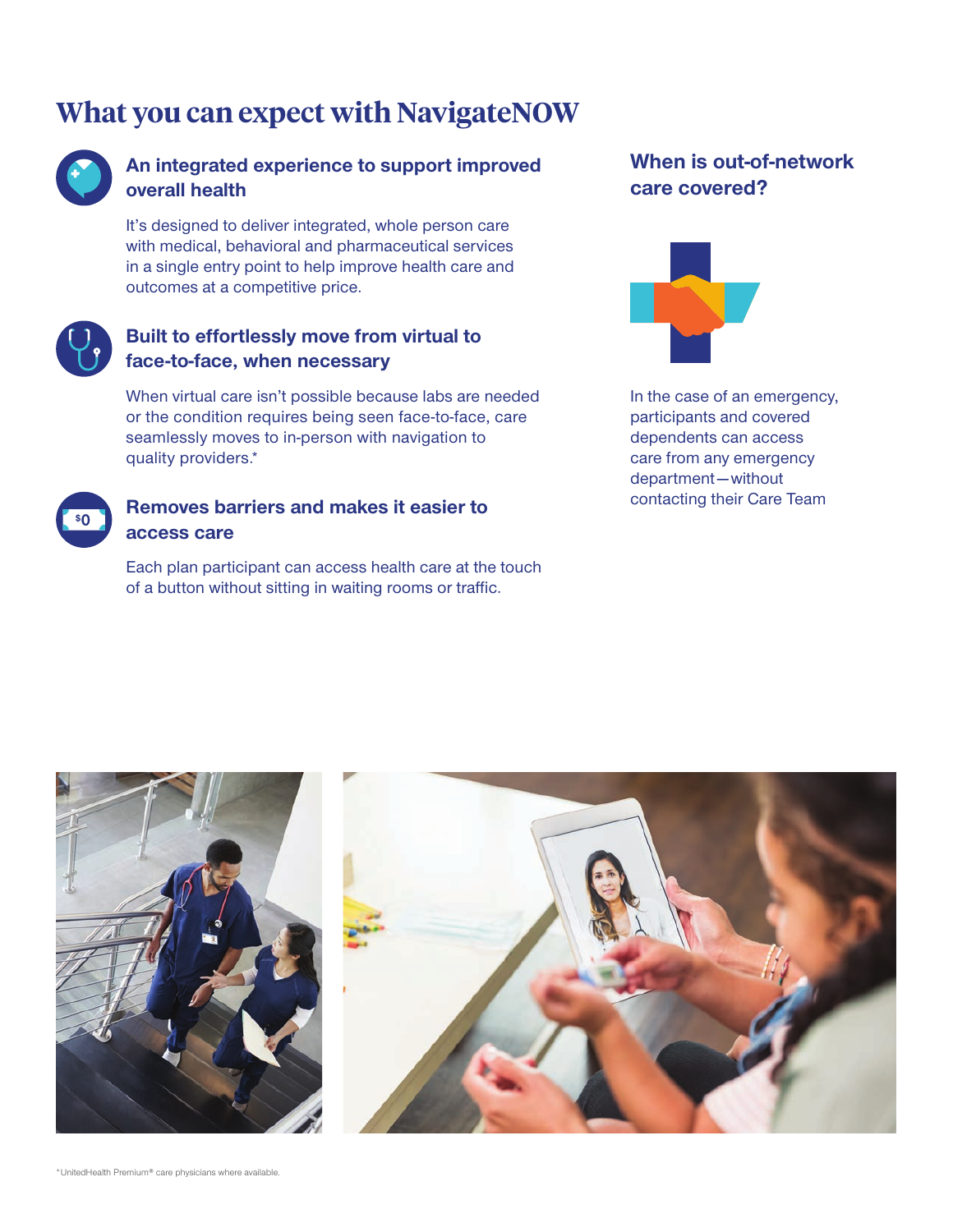# What you can expect with NavigateNOW

### An integrated experience to support improved overall health

It's designed to deliver integrated, whole person care with medical, behavioral and pharmaceutical services in a single entry point to help improve health care and outcomes at a competitive price.

### Built to effortlessly move from virtual to face-to-face, when necessary

When virtual care isn't possible because labs are needed or the condition requires being seen face-to-face, care seamlessly moves to in-person with navigation to quality providers.*

### Removes barriers and makes it easier to access care

Each plan participant can access health care at the touch of a button without sitting in waiting rooms or traffic.

### When is out-of-network care covered?

In the case of an emergency, participants and covered dependents can access care from any emergency department—without contacting their Care Team

*UnitedHealth Premium® care physicians where available.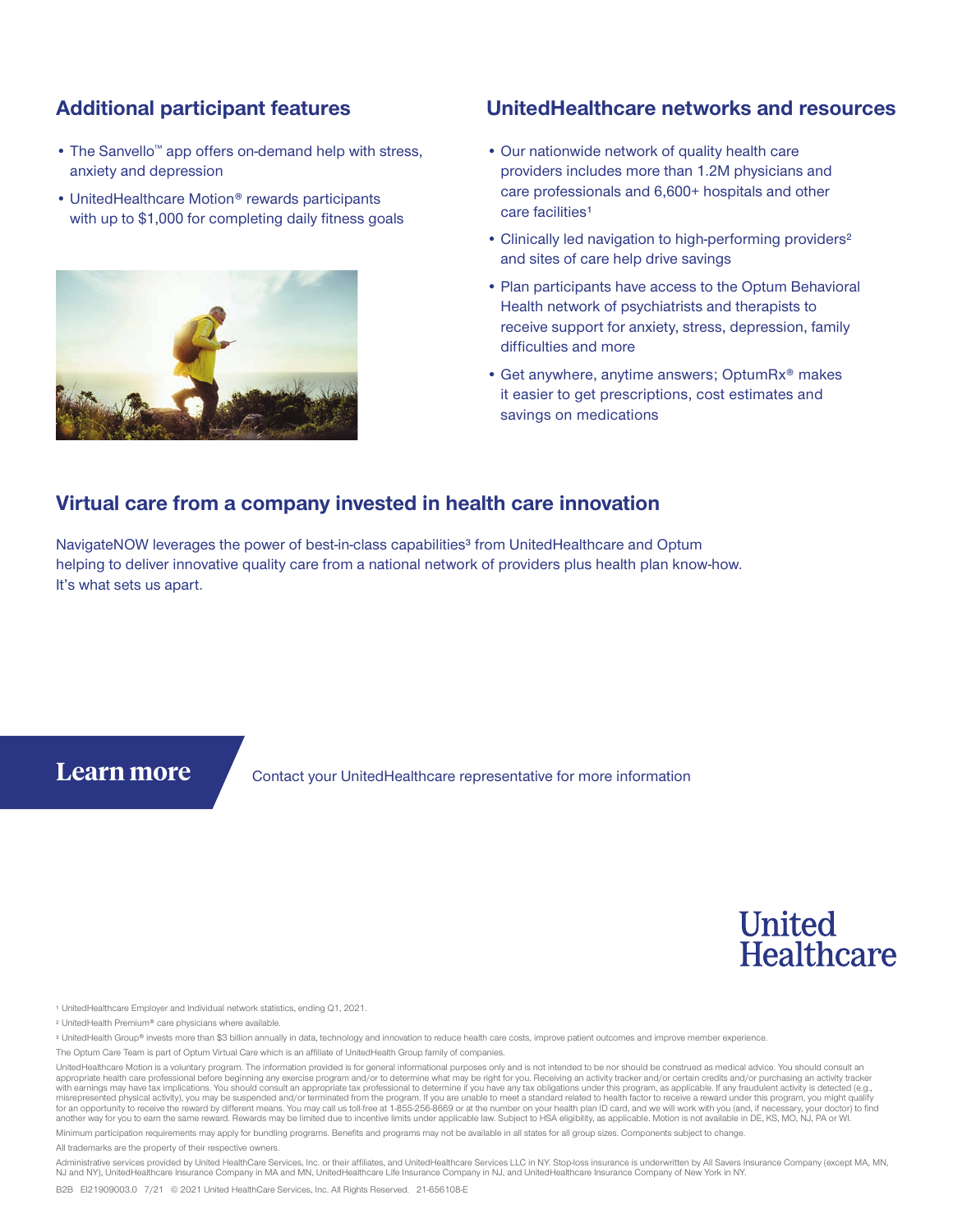## Additional participant features

- The Sanvello™ app offers on-demand help with stress, anxiety and depression
- UnitedHealthcare Motion® rewards participants with up to $1,000 for completing daily fitness goals

## UnitedHealthcare networks and resources

- Our nationwide network of quality health care providers includes more than 1.2M physicians and care professionals and 6,600+ hospitals and other care facilities[1]
- Clinically led navigation to high-performing providers[2] and sites of care help drive savings
- Plan participants have access to the Optum Behavioral Health network of psychiatrists and therapists to receive support for anxiety, stress, depression, family difficulties and more
- Get anywhere, anytime answers; OptumRx® makes it easier to get prescriptions, cost estimates and savings on medications

## Virtual care from a company invested in health care innovation

NavigateNOW leverages the power of best-in-class capabilities[3] from UnitedHealthcare and Optum helping to deliver innovative quality care from a national network of providers plus health plan know-how. It's what sets us apart.

## Learn more

Contact your UnitedHealthcare representative for more information

United Healthcare

[1] UnitedHealthcare Employer and Individual network statistics, ending Q1, 2021.

[2] UnitedHealth Premium® care physicians where available.

[3] UnitedHealth Group® invests more than $3 billion annually in data, technology and innovation to reduce health care costs, improve patient outcomes and improve member experience.

The Optum Care Team is part of Optum Virtual Care which is an affiliate of UnitedHealth Group family of companies.

UnitedHealthcare Motion is a voluntary program. The information provided is for general informational purposes only and is not intended to be nor should be construed as medical advice. You should consult an appropriate health care professional before beginning any exercise program and/or to determine what may be right for you. Receiving an activity tracker and/or certain credits and/or purchasing an activity tracker with earnings may have tax implications. You should consult an appropriate tax professional to determine if you have any tax obligations under this program, as applicable. If any fraudulent activity is detected (e.g., misrepresented physical activity), you may be suspended and/or terminated from the program. If you are unable to meet a standard related to health factor to receive a reward under this program, you might qualify for an opportunity to receive the reward by different means. You may call us toll-free at 1-855-256-8669 or at the number on your health plan ID card, and we will work with you (and, if necessary, your doctor) to find another way for you to earn the same reward. Rewards may be limited due to incentive limits under applicable law. Subject to HSA eligibility, as applicable. Motion is not available in DE, KS, MO, NJ, PA or WI.

Minimum participation requirements may apply for bundling programs. Benefits and programs may not be available in all states for all group sizes. Components subject to change.

All trademarks are the property of their respective owners.

Administrative services provided by United HealthCare Services, Inc. or their affiliates, and UnitedHealthcare Services LLC in NY. Stop-loss insurance is underwritten by All Savers Insurance Company (except MA, MN, NJ and NY), UnitedHealthcare Insurance Company in MA and MN, UnitedHealthcare Life Insurance Company in NJ, and UnitedHealthcare Insurance Company of New York in NY.

B2B EI21909003.0 7/21 © 2021 United HealthCare Services, Inc. All Rights Reserved. 21-656108-E